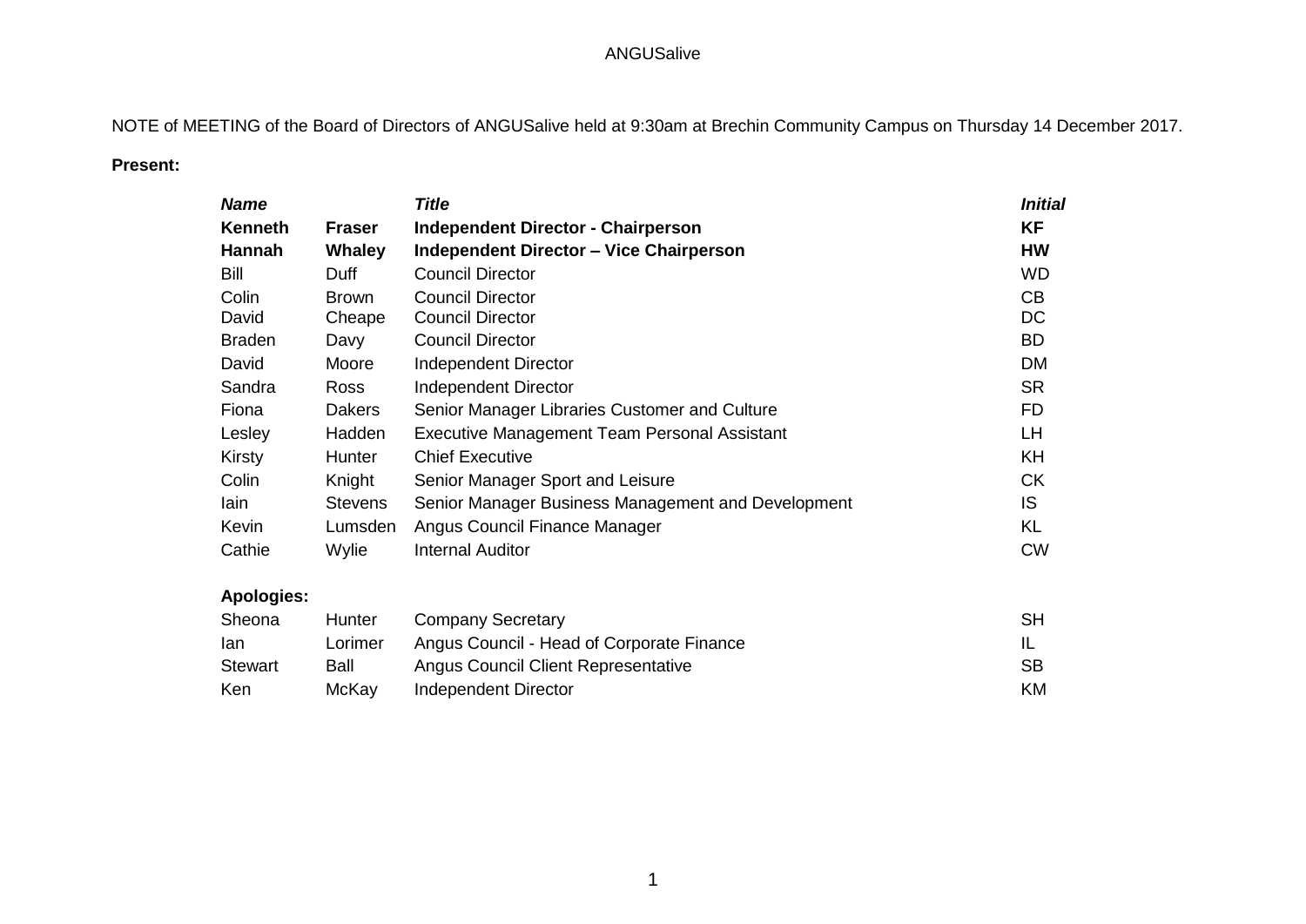ANGUSalive

NOTE of MEETING of the Board of Directors of ANGUSalive held at 9:30am at Brechin Community Campus on Thursday 14 December 2017.

**Present:**

| ***Name*** | | ***Title*** | ***Initial*** |
|---|---|---|---|
| **Kenneth** | **Fraser** | **Independent Director - Chairperson** | **KF** |
| **Hannah** | **Whaley** | **Independent Director – Vice Chairperson** | **HW** |
| Bill | Duff | Council Director | WD |
| Colin | Brown | Council Director | CB |
| David | Cheape | Council Director | DC |
| Braden | Davy | Council Director | BD |
| David | Moore | Independent Director | DM |
| Sandra | Ross | Independent Director | SR |
| Fiona | Dakers | Senior Manager Libraries Customer and Culture | FD |
| Lesley | Hadden | Executive Management Team Personal Assistant | LH |
| Kirsty | Hunter | Chief Executive | KH |
| Colin | Knight | Senior Manager Sport and Leisure | CK |
| Iain | Stevens | Senior Manager Business Management and Development | IS |
| Kevin | Lumsden | Angus Council Finance Manager | KL |
| Cathie | Wylie | Internal Auditor | CW |

**Apologies:**

| | | | |
|---|---|---|---|
| Sheona | Hunter | Company Secretary | SH |
| Ian | Lorimer | Angus Council - Head of Corporate Finance | IL |
| Stewart | Ball | Angus Council Client Representative | SB |
| Ken | McKay | Independent Director | KM |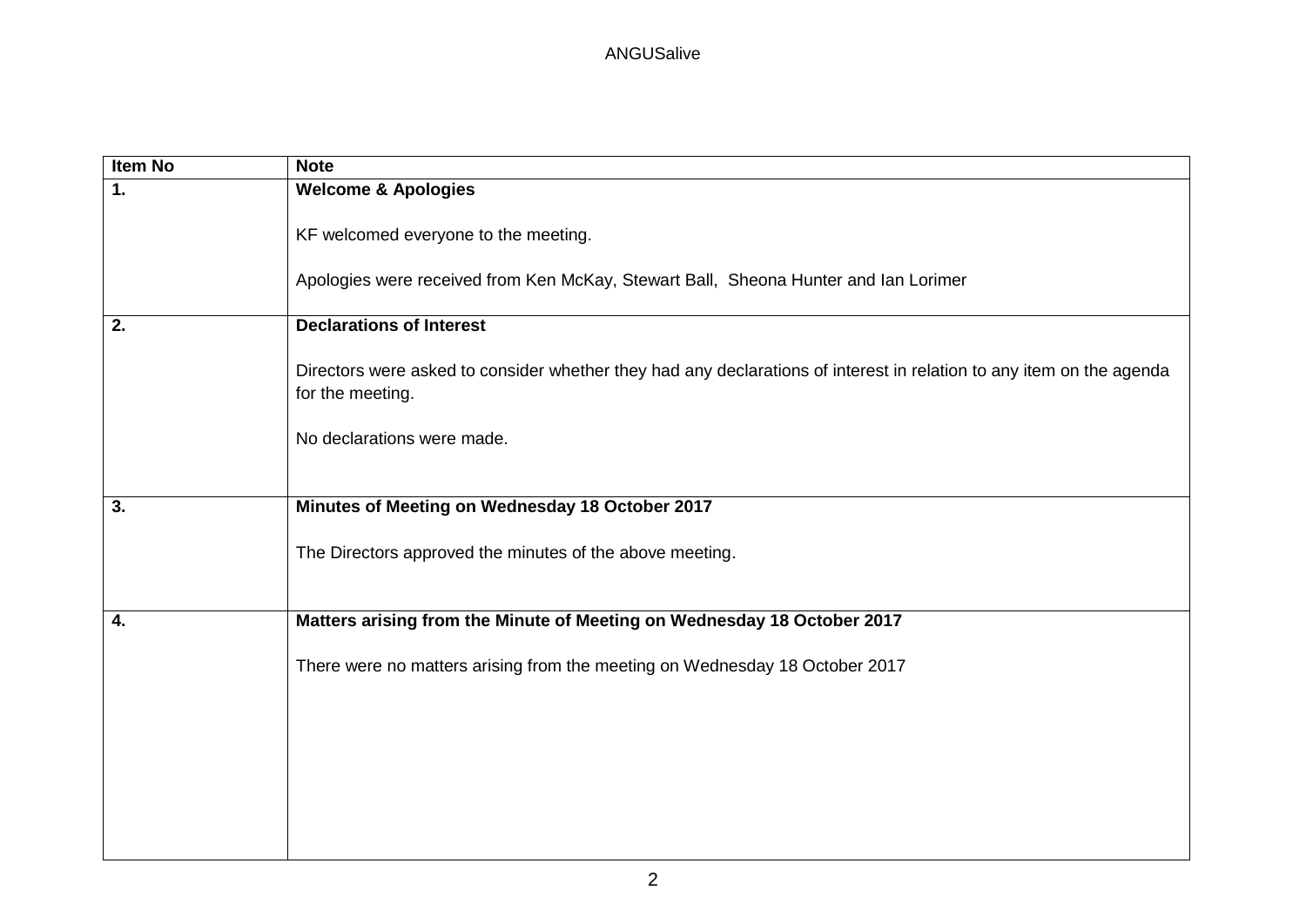| Item No | Note |
|---|---|
| **1.** | **Welcome & Apologies**<br><br>KF welcomed everyone to the meeting.<br><br>Apologies were received from Ken McKay, Stewart Ball, Sheona Hunter and Ian Lorimer |
| **2.** | **Declarations of Interest**<br><br>Directors were asked to consider whether they had any declarations of interest in relation to any item on the agenda for the meeting.<br><br>No declarations were made. |
| **3.** | **Minutes of Meeting on Wednesday 18 October 2017**<br><br>The Directors approved the minutes of the above meeting. |
| **4.** | **Matters arising from the Minute of Meeting on Wednesday 18 October 2017**<br><br>There were no matters arising from the meeting on Wednesday 18 October 2017 |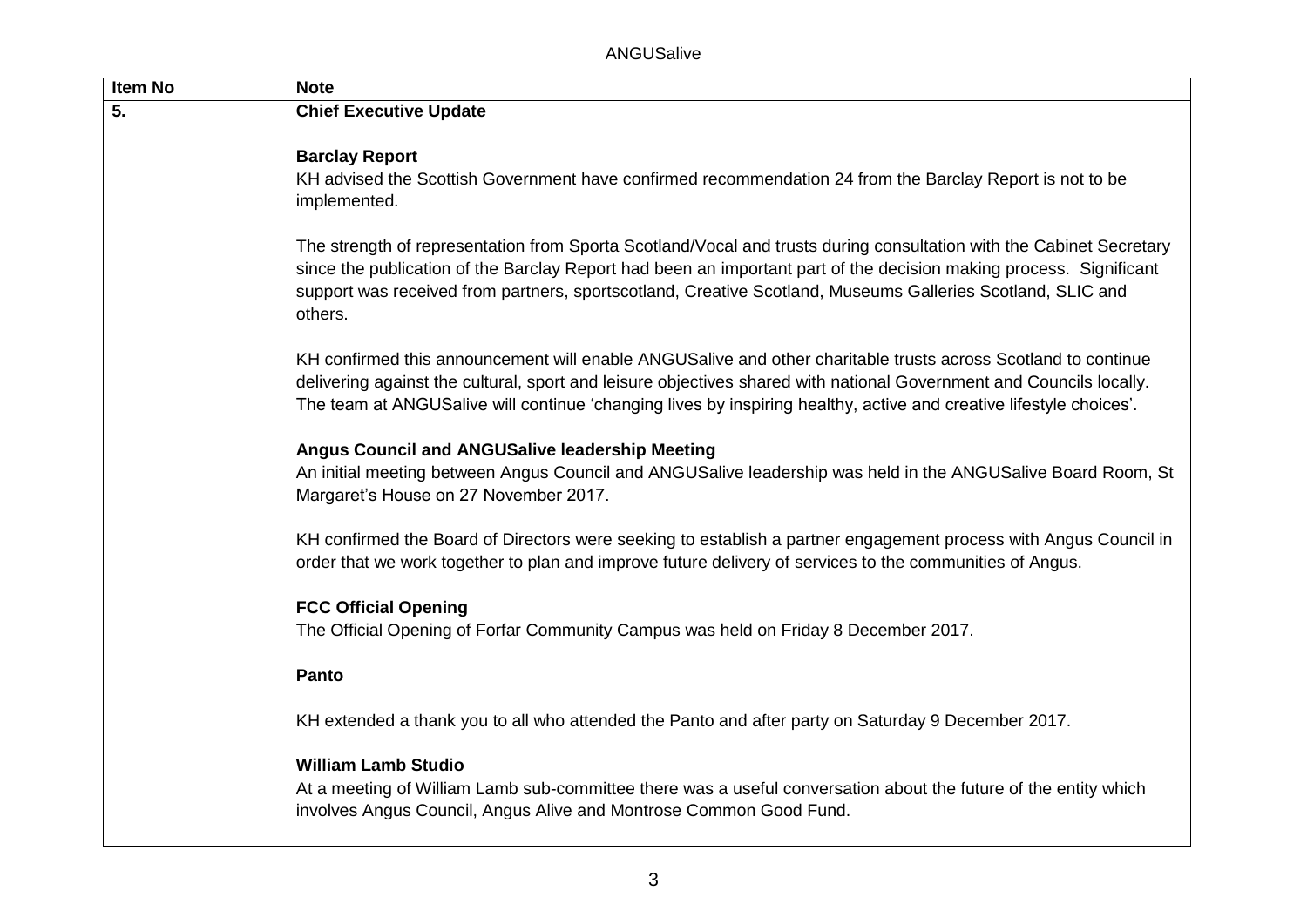| Item No | Note |
|---|---|
| **5.** | **Chief Executive Update**<br><br>**Barclay Report**<br>KH advised the Scottish Government have confirmed recommendation 24 from the Barclay Report is not to be implemented.<br><br>The strength of representation from Sporta Scotland/Vocal and trusts during consultation with the Cabinet Secretary since the publication of the Barclay Report had been an important part of the decision making process. Significant support was received from partners, sportscotland, Creative Scotland, Museums Galleries Scotland, SLIC and others.<br><br>KH confirmed this announcement will enable ANGUSalive and other charitable trusts across Scotland to continue delivering against the cultural, sport and leisure objectives shared with national Government and Councils locally. The team at ANGUSalive will continue 'changing lives by inspiring healthy, active and creative lifestyle choices'.<br><br>**Angus Council and ANGUSalive leadership Meeting**<br>An initial meeting between Angus Council and ANGUSalive leadership was held in the ANGUSalive Board Room, St Margaret's House on 27 November 2017.<br><br>KH confirmed the Board of Directors were seeking to establish a partner engagement process with Angus Council in order that we work together to plan and improve future delivery of services to the communities of Angus.<br><br>**FCC Official Opening**<br>The Official Opening of Forfar Community Campus was held on Friday 8 December 2017.<br><br>**Panto**<br><br>KH extended a thank you to all who attended the Panto and after party on Saturday 9 December 2017.<br><br>**William Lamb Studio**<br>At a meeting of William Lamb sub-committee there was a useful conversation about the future of the entity which involves Angus Council, Angus Alive and Montrose Common Good Fund. |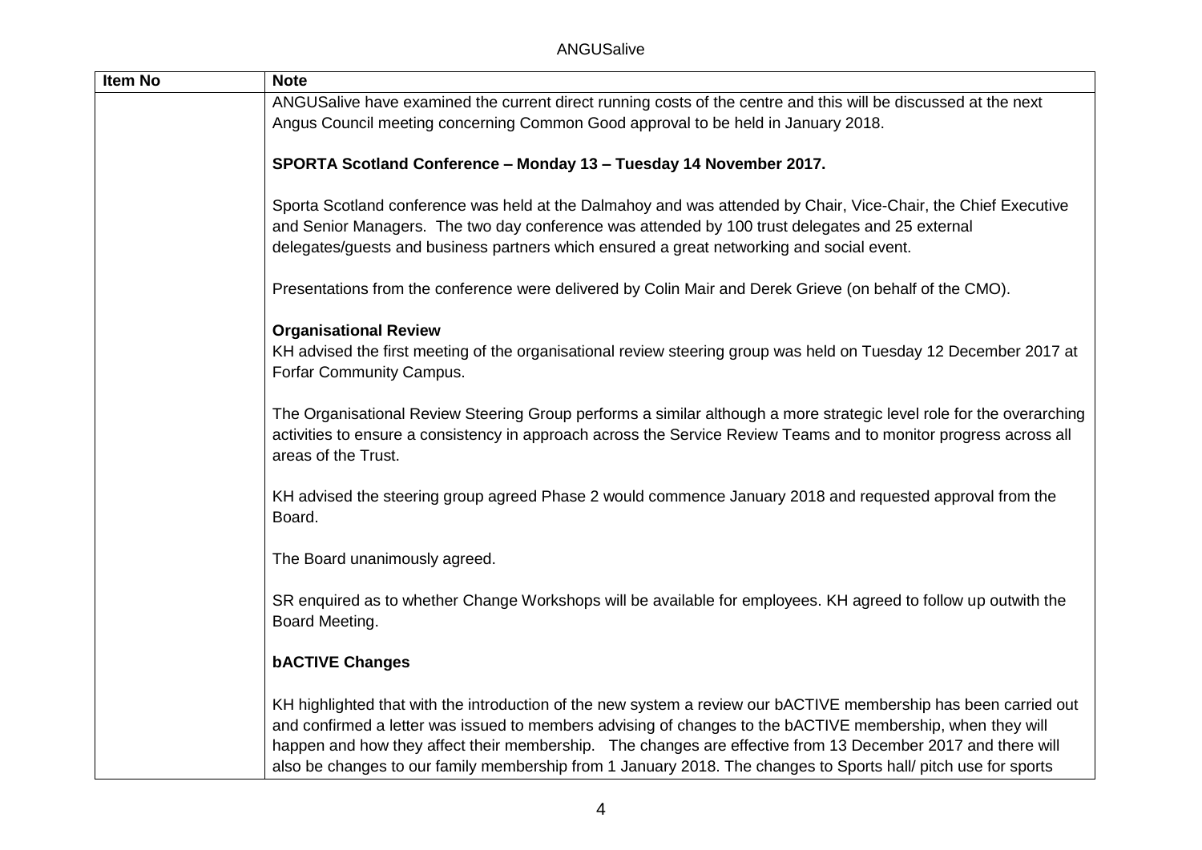| Item No | Note |
| --- | --- |
| | ANGUSalive have examined the current direct running costs of the centre and this will be discussed at the next Angus Council meeting concerning Common Good approval to be held in January 2018.<br><br>**SPORTA Scotland Conference – Monday 13 – Tuesday 14 November 2017.**<br><br>Sporta Scotland conference was held at the Dalmahoy and was attended by Chair, Vice-Chair, the Chief Executive and Senior Managers. The two day conference was attended by 100 trust delegates and 25 external delegates/guests and business partners which ensured a great networking and social event.<br><br>Presentations from the conference were delivered by Colin Mair and Derek Grieve (on behalf of the CMO).<br><br>**Organisational Review**<br>KH advised the first meeting of the organisational review steering group was held on Tuesday 12 December 2017 at Forfar Community Campus.<br><br>The Organisational Review Steering Group performs a similar although a more strategic level role for the overarching activities to ensure a consistency in approach across the Service Review Teams and to monitor progress across all areas of the Trust.<br><br>KH advised the steering group agreed Phase 2 would commence January 2018 and requested approval from the Board.<br><br>The Board unanimously agreed.<br><br>SR enquired as to whether Change Workshops will be available for employees. KH agreed to follow up outwith the Board Meeting.<br><br>**bACTIVE Changes**<br><br>KH highlighted that with the introduction of the new system a review our bACTIVE membership has been carried out and confirmed a letter was issued to members advising of changes to the bACTIVE membership, when they will happen and how they affect their membership. The changes are effective from 13 December 2017 and there will also be changes to our family membership from 1 January 2018. The changes to Sports hall/ pitch use for sports |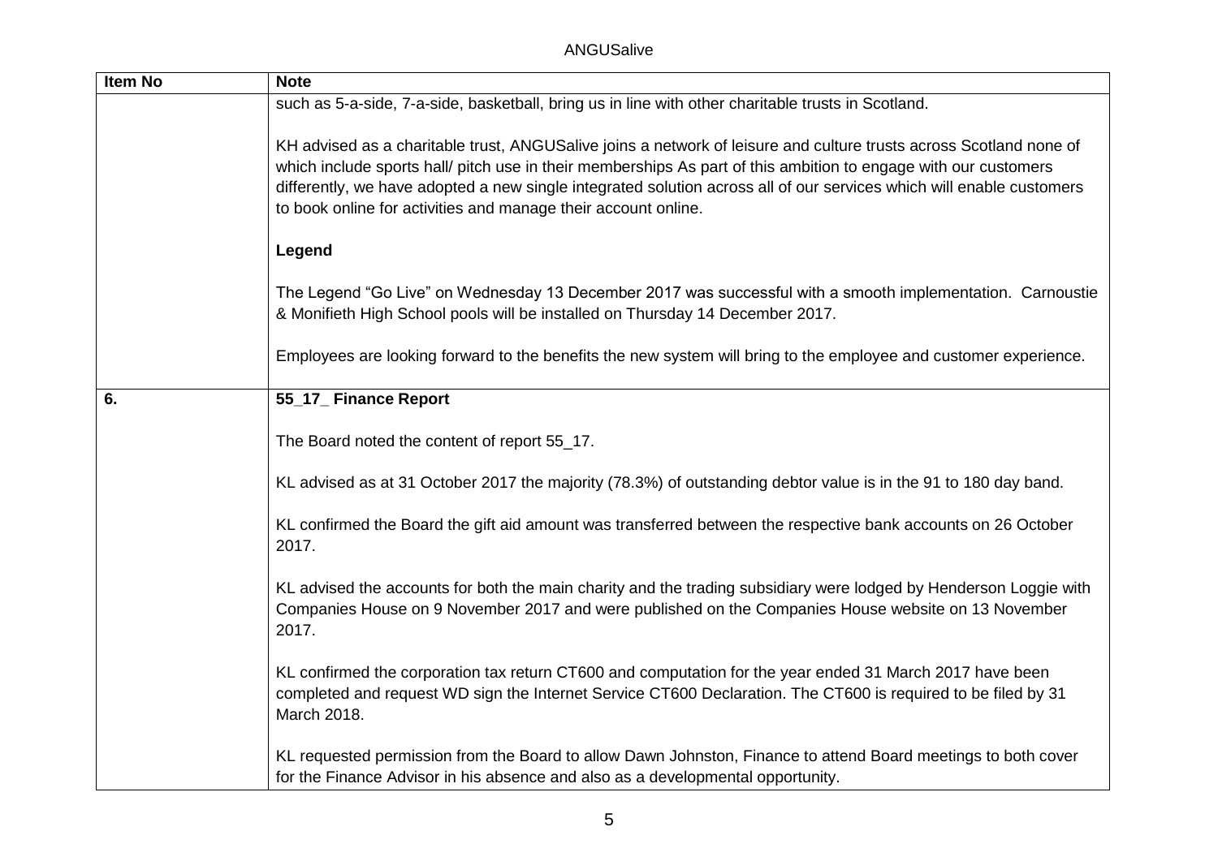| Item No | Note |
|---|---|
| | such as 5-a-side, 7-a-side, basketball, bring us in line with other charitable trusts in Scotland.<br><br>KH advised as a charitable trust, ANGUSalive joins a network of leisure and culture trusts across Scotland none of which include sports hall/ pitch use in their memberships As part of this ambition to engage with our customers differently, we have adopted a new single integrated solution across all of our services which will enable customers to book online for activities and manage their account online.<br><br>**Legend**<br><br>The Legend "Go Live" on Wednesday 13 December 2017 was successful with a smooth implementation. Carnoustie & Monifieth High School pools will be installed on Thursday 14 December 2017.<br><br>Employees are looking forward to the benefits the new system will bring to the employee and customer experience. |
| **6.** | **55_17_ Finance Report**<br><br>The Board noted the content of report 55_17.<br><br>KL advised as at 31 October 2017 the majority (78.3%) of outstanding debtor value is in the 91 to 180 day band.<br><br>KL confirmed the Board the gift aid amount was transferred between the respective bank accounts on 26 October 2017.<br><br>KL advised the accounts for both the main charity and the trading subsidiary were lodged by Henderson Loggie with Companies House on 9 November 2017 and were published on the Companies House website on 13 November 2017.<br><br>KL confirmed the corporation tax return CT600 and computation for the year ended 31 March 2017 have been completed and request WD sign the Internet Service CT600 Declaration. The CT600 is required to be filed by 31 March 2018.<br><br>KL requested permission from the Board to allow Dawn Johnston, Finance to attend Board meetings to both cover for the Finance Advisor in his absence and also as a developmental opportunity. |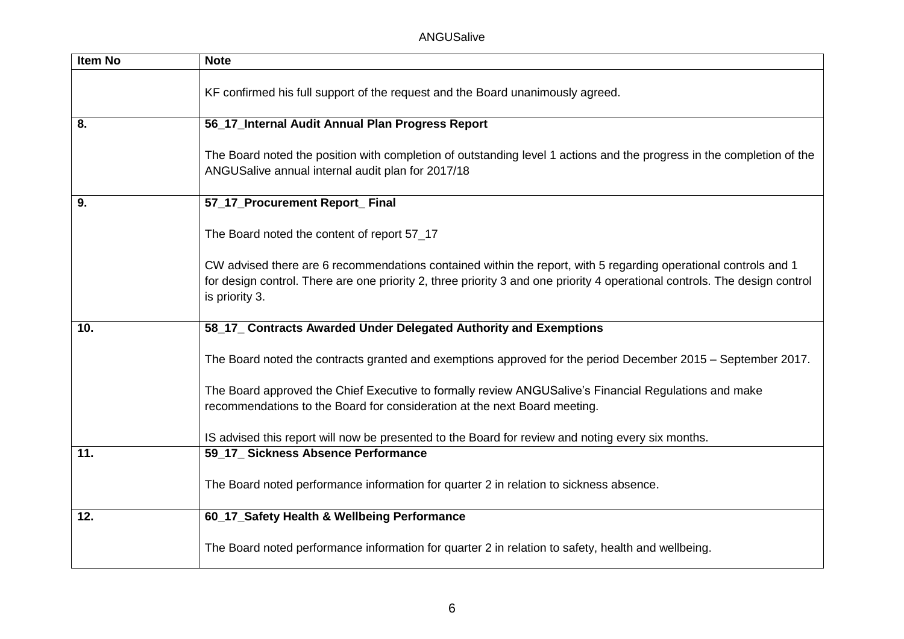| Item No | Note |
|---|---|
| | KF confirmed his full support of the request and the Board unanimously agreed. |
| **8.** | **56_17_Internal Audit Annual Plan Progress Report**<br><br>The Board noted the position with completion of outstanding level 1 actions and the progress in the completion of the ANGUSalive annual internal audit plan for 2017/18 |
| **9.** | **57_17_Procurement Report_ Final**<br><br>The Board noted the content of report 57_17<br><br>CW advised there are 6 recommendations contained within the report, with 5 regarding operational controls and 1 for design control. There are one priority 2, three priority 3 and one priority 4 operational controls. The design control is priority 3. |
| **10.** | **58_17_ Contracts Awarded Under Delegated Authority and Exemptions**<br><br>The Board noted the contracts granted and exemptions approved for the period December 2015 – September 2017.<br><br>The Board approved the Chief Executive to formally review ANGUSalive's Financial Regulations and make recommendations to the Board for consideration at the next Board meeting.<br><br>IS advised this report will now be presented to the Board for review and noting every six months. |
| **11.** | **59_17_ Sickness Absence Performance**<br><br>The Board noted performance information for quarter 2 in relation to sickness absence. |
| **12.** | **60_17_Safety Health & Wellbeing Performance**<br><br>The Board noted performance information for quarter 2 in relation to safety, health and wellbeing. |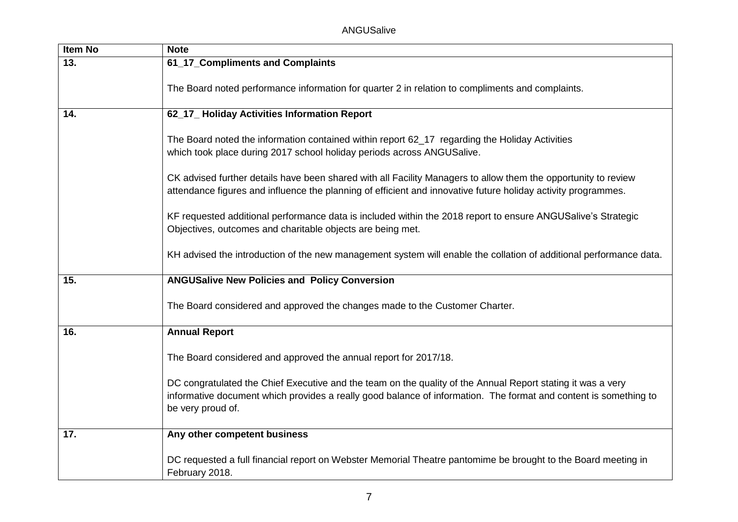| Item No | Note |
|---|---|
| 13. | **61_17_Compliments and Complaints**<br><br>The Board noted performance information for quarter 2 in relation to compliments and complaints. |
| 14. | **62_17_ Holiday Activities Information Report**<br><br>The Board noted the information contained within report 62_17 regarding the Holiday Activities which took place during 2017 school holiday periods across ANGUSalive.<br><br>CK advised further details have been shared with all Facility Managers to allow them the opportunity to review attendance figures and influence the planning of efficient and innovative future holiday activity programmes.<br><br>KF requested additional performance data is included within the 2018 report to ensure ANGUSalive's Strategic Objectives, outcomes and charitable objects are being met.<br><br>KH advised the introduction of the new management system will enable the collation of additional performance data. |
| 15. | **ANGUSalive New Policies and Policy Conversion**<br><br>The Board considered and approved the changes made to the Customer Charter. |
| 16. | **Annual Report**<br><br>The Board considered and approved the annual report for 2017/18.<br><br>DC congratulated the Chief Executive and the team on the quality of the Annual Report stating it was a very informative document which provides a really good balance of information. The format and content is something to be very proud of. |
| 17. | **Any other competent business**<br><br>DC requested a full financial report on Webster Memorial Theatre pantomime be brought to the Board meeting in February 2018. |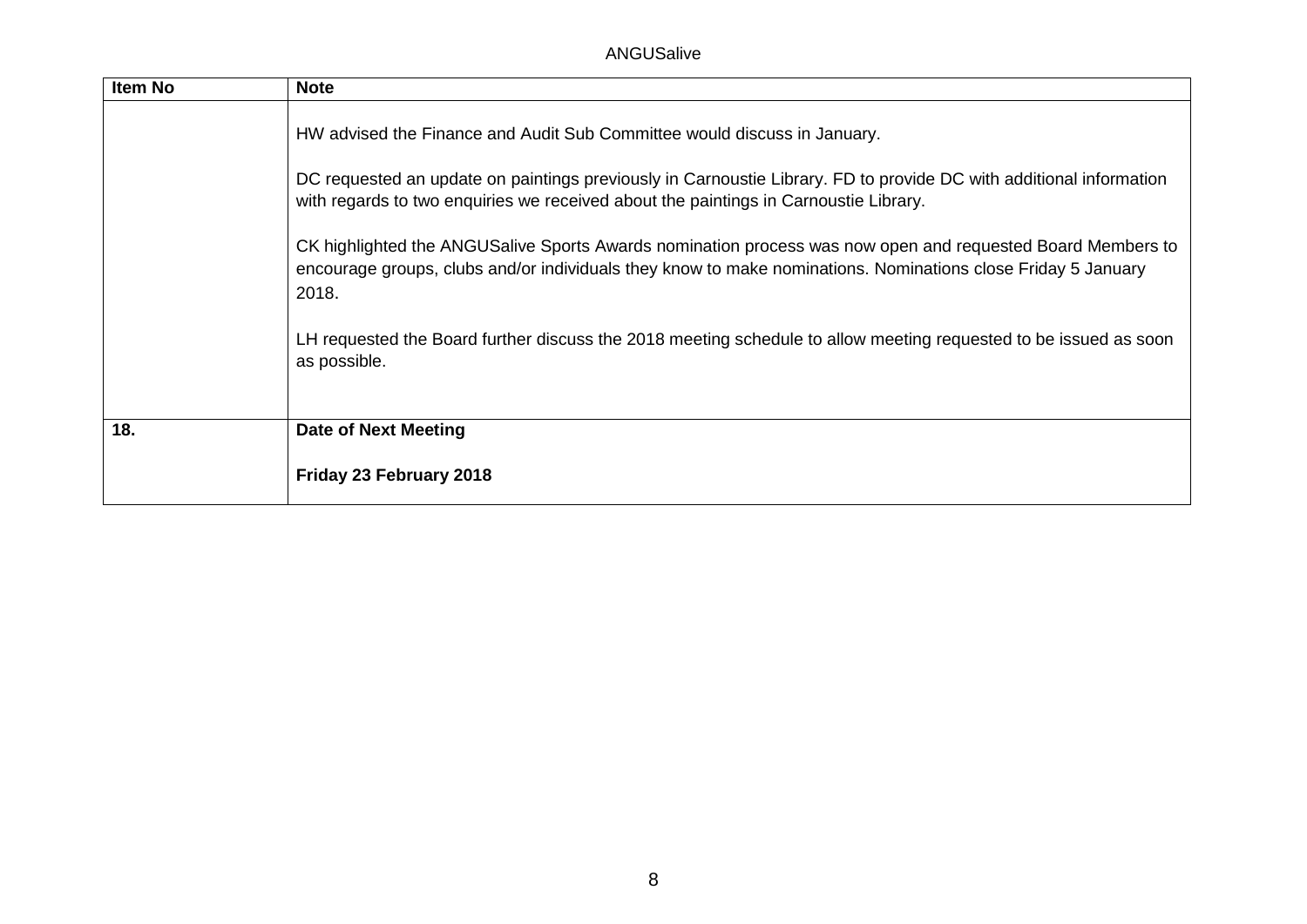| Item No | Note |
|---|---|
| | HW advised the Finance and Audit Sub Committee would discuss in January.<br><br>DC requested an update on paintings previously in Carnoustie Library. FD to provide DC with additional information with regards to two enquiries we received about the paintings in Carnoustie Library.<br><br>CK highlighted the ANGUSalive Sports Awards nomination process was now open and requested Board Members to encourage groups, clubs and/or individuals they know to make nominations. Nominations close Friday 5 January 2018.<br><br>LH requested the Board further discuss the 2018 meeting schedule to allow meeting requested to be issued as soon as possible. |
| **18.** | **Date of Next Meeting**<br><br>**Friday 23 February 2018** |